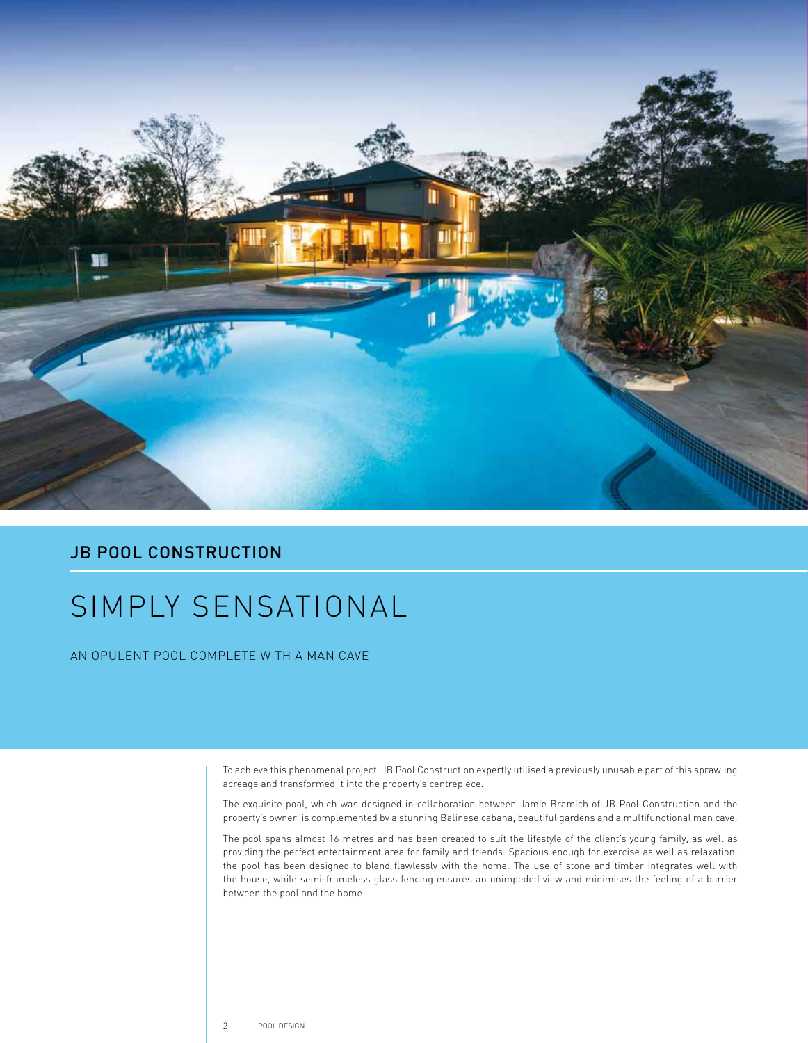JB POOL CONSTRUCTION

# SIMPLY SENSATIONAL

AN OPULENT POOL COMPLETE WITH A MAN CAVE

To achieve this phenomenal project, JB Pool Construction expertly utilised a previously unusable part of this sprawling acreage and transformed it into the property's centrepiece.

The exquisite pool, which was designed in collaboration between Jamie Bramich of JB Pool Construction and the property's owner, is complemented by a stunning Balinese cabana, beautiful gardens and a multifunctional man cave.

The pool spans almost 16 metres and has been created to suit the lifestyle of the client's young family, as well as providing the perfect entertainment area for family and friends. Spacious enough for exercise as well as relaxation, the pool has been designed to blend flawlessly with the home. The use of stone and timber integrates well with the house, while semi-frameless glass fencing ensures an unimpeded view and minimises the feeling of a barrier between the pool and the home.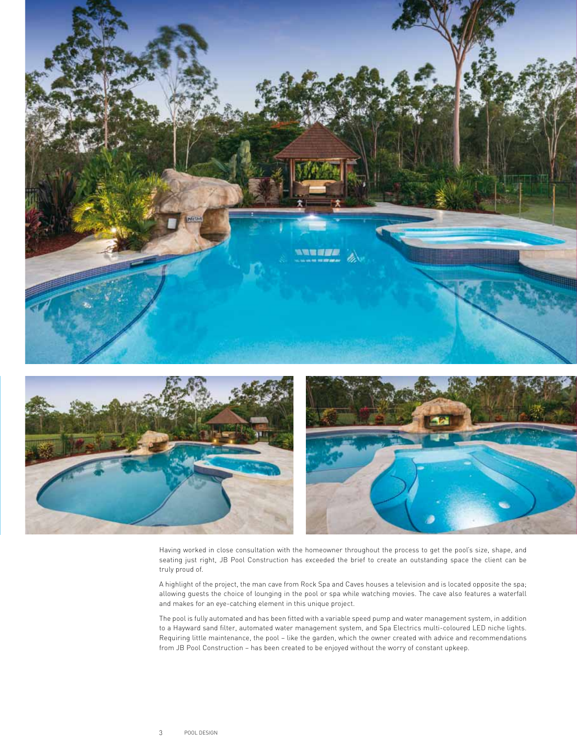Having worked in close consultation with the homeowner throughout the process to get the pool's size, shape, and seating just right, JB Pool Construction has exceeded the brief to create an outstanding space the client can be truly proud of.

A highlight of the project, the man cave from Rock Spa and Caves houses a television and is located opposite the spa; allowing guests the choice of lounging in the pool or spa while watching movies. The cave also features a waterfall and makes for an eye-catching element in this unique project.

The pool is fully automated and has been fitted with a variable speed pump and water management system, in addition to a Hayward sand filter, automated water management system, and Spa Electrics multi-coloured LED niche lights. Requiring little maintenance, the pool – like the garden, which the owner created with advice and recommendations from JB Pool Construction – has been created to be enjoyed without the worry of constant upkeep.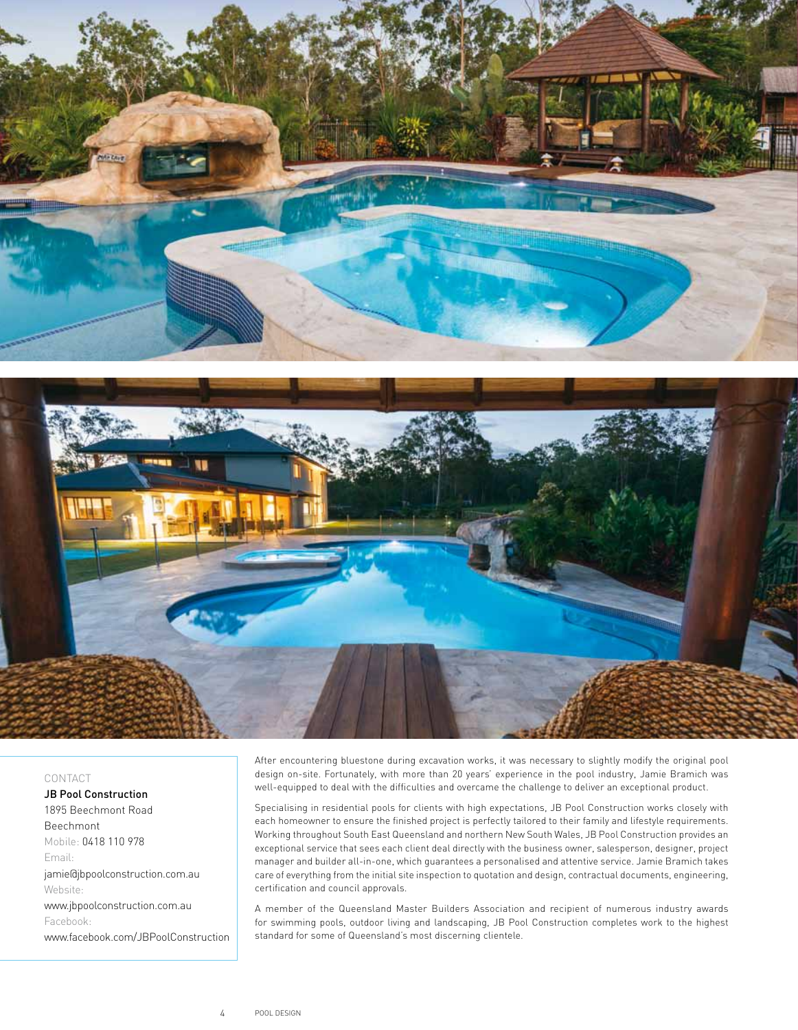CONTACT

**JB Pool Construction**
1895 Beechmont Road
Beechmont
Mobile: 0418 110 978
Email:
jamie@jbpoolconstruction.com.au
Website:
www.jbpoolconstruction.com.au
Facebook:
www.facebook.com/JBPoolConstruction

After encountering bluestone during excavation works, it was necessary to slightly modify the original pool design on-site. Fortunately, with more than 20 years' experience in the pool industry, Jamie Bramich was well-equipped to deal with the difficulties and overcame the challenge to deliver an exceptional product.

Specialising in residential pools for clients with high expectations, JB Pool Construction works closely with each homeowner to ensure the finished project is perfectly tailored to their family and lifestyle requirements. Working throughout South East Queensland and northern New South Wales, JB Pool Construction provides an exceptional service that sees each client deal directly with the business owner, salesperson, designer, project manager and builder all-in-one, which guarantees a personalised and attentive service. Jamie Bramich takes care of everything from the initial site inspection to quotation and design, contractual documents, engineering, certification and council approvals.

A member of the Queensland Master Builders Association and recipient of numerous industry awards for swimming pools, outdoor living and landscaping, JB Pool Construction completes work to the highest standard for some of Queensland's most discerning clientele.